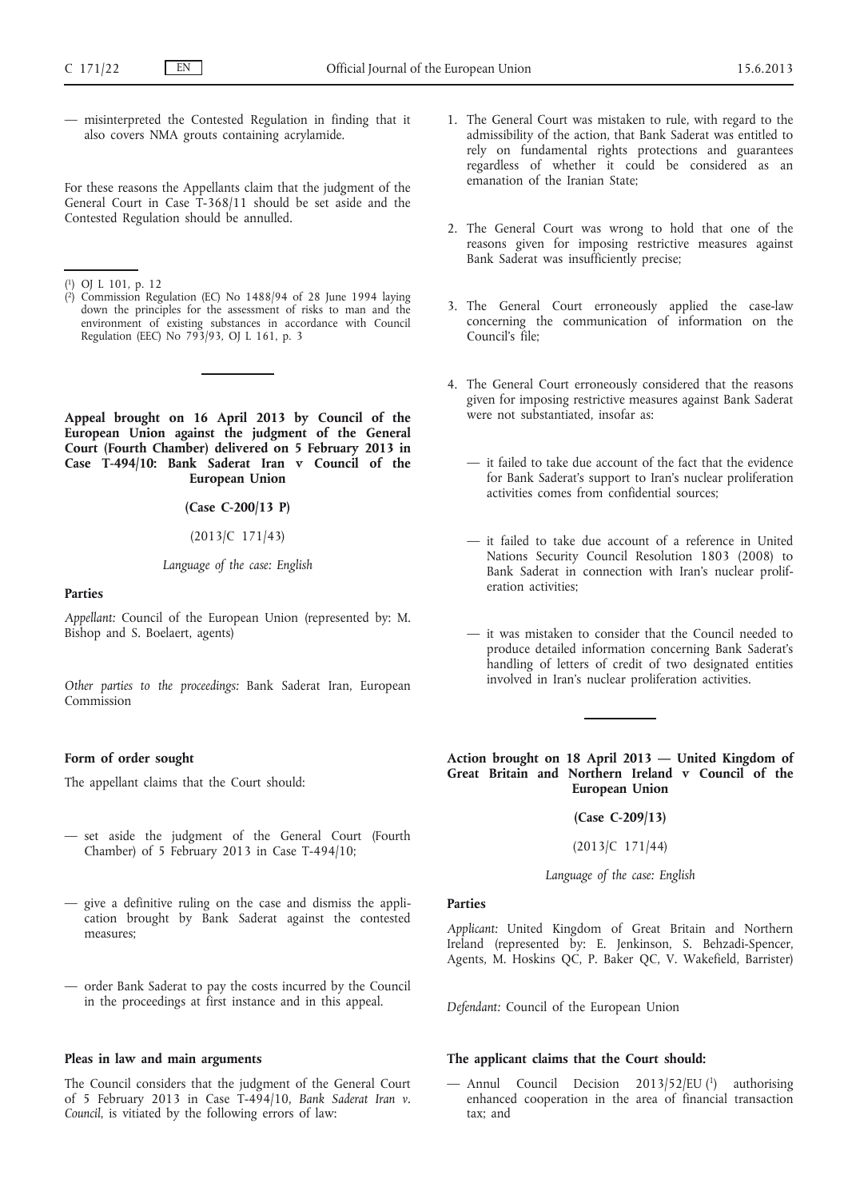— misinterpreted the Contested Regulation in finding that it also covers NMA grouts containing acrylamide.

For these reasons the Appellants claim that the judgment of the General Court in Case T-368/11 should be set aside and the Contested Regulation should be annulled.

(1) OJ L 101, p. 12

(2) Commission Regulation (EC) No 1488/94 of 28 June 1994 laying down the principles for the assessment of risks to man and the environment of existing substances in accordance with Council Regulation (EEC) No 793/93, OJ L 161, p. 3

## Appeal brought on 16 April 2013 by Council of the European Union against the judgment of the General Court (Fourth Chamber) delivered on 5 February 2013 in Case T-494/10: Bank Saderat Iran v Council of the European Union

**(Case C-200/13 P)**

(2013/C 171/43)

*Language of the case: English*

### Parties

*Appellant:* Council of the European Union (represented by: M. Bishop and S. Boelaert, agents)

*Other parties to the proceedings:* Bank Saderat Iran, European Commission

### Form of order sought

The appellant claims that the Court should:

— set aside the judgment of the General Court (Fourth Chamber) of 5 February 2013 in Case T-494/10;

— give a definitive ruling on the case and dismiss the application brought by Bank Saderat against the contested measures;

— order Bank Saderat to pay the costs incurred by the Council in the proceedings at first instance and in this appeal.

### Pleas in law and main arguments

The Council considers that the judgment of the General Court of 5 February 2013 in Case T-494/10, *Bank Saderat Iran v. Council*, is vitiated by the following errors of law:

1. The General Court was mistaken to rule, with regard to the admissibility of the action, that Bank Saderat was entitled to rely on fundamental rights protections and guarantees regardless of whether it could be considered as an emanation of the Iranian State;

2. The General Court was wrong to hold that one of the reasons given for imposing restrictive measures against Bank Saderat was insufficiently precise;

3. The General Court erroneously applied the case-law concerning the communication of information on the Council's file;

4. The General Court erroneously considered that the reasons given for imposing restrictive measures against Bank Saderat were not substantiated, insofar as:

   — it failed to take due account of the fact that the evidence for Bank Saderat's support to Iran's nuclear proliferation activities comes from confidential sources;

   — it failed to take due account of a reference in United Nations Security Council Resolution 1803 (2008) to Bank Saderat in connection with Iran's nuclear proliferation activities;

   — it was mistaken to consider that the Council needed to produce detailed information concerning Bank Saderat's handling of letters of credit of two designated entities involved in Iran's nuclear proliferation activities.

## Action brought on 18 April 2013 — United Kingdom of Great Britain and Northern Ireland v Council of the European Union

**(Case C-209/13)**

(2013/C 171/44)

*Language of the case: English*

### Parties

*Applicant:* United Kingdom of Great Britain and Northern Ireland (represented by: E. Jenkinson, S. Behzadi-Spencer, Agents, M. Hoskins QC, P. Baker QC, V. Wakefield, Barrister)

*Defendant:* Council of the European Union

### The applicant claims that the Court should:

— Annul Council Decision 2013/52/EU (1) authorising enhanced cooperation in the area of financial transaction tax; and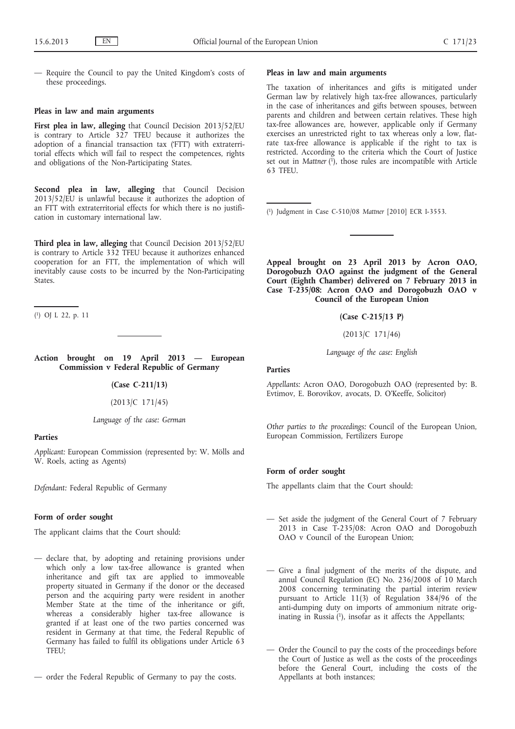— Require the Council to pay the United Kingdom's costs of these proceedings.

**Pleas in law and main arguments**

**First plea in law, alleging** that Council Decision 2013/52/EU is contrary to Article 327 TFEU because it authorizes the adoption of a financial transaction tax ('FTT') with extraterritorial effects which will fail to respect the competences, rights and obligations of the Non-Participating States.

**Second plea in law, alleging** that Council Decision 2013/52/EU is unlawful because it authorizes the adoption of an FTT with extraterritorial effects for which there is no justification in customary international law.

**Third plea in law, alleging** that Council Decision 2013/52/EU is contrary to Article 332 TFEU because it authorizes enhanced cooperation for an FTT, the implementation of which will inevitably cause costs to be incurred by the Non-Participating States.

(1) OJ L 22, p. 11

---

**Action brought on 19 April 2013 — European Commission v Federal Republic of Germany**

**(Case C-211/13)**

(2013/C 171/45)

*Language of the case: German*

**Parties**

*Applicant:* European Commission (represented by: W. Mölls and W. Roels, acting as Agents)

*Defendant:* Federal Republic of Germany

**Form of order sought**

The applicant claims that the Court should:

— declare that, by adopting and retaining provisions under which only a low tax-free allowance is granted when inheritance and gift tax are applied to immoveable property situated in Germany if the donor or the deceased person and the acquiring party were resident in another Member State at the time of the inheritance or gift, whereas a considerably higher tax-free allowance is granted if at least one of the two parties concerned was resident in Germany at that time, the Federal Republic of Germany has failed to fulfil its obligations under Article 63 TFEU;

— order the Federal Republic of Germany to pay the costs.

**Pleas in law and main arguments**

The taxation of inheritances and gifts is mitigated under German law by relatively high tax-free allowances, particularly in the case of inheritances and gifts between spouses, between parents and children and between certain relatives. These high tax-free allowances are, however, applicable only if Germany exercises an unrestricted right to tax whereas only a low, flat-rate tax-free allowance is applicable if the right to tax is restricted. According to the criteria which the Court of Justice set out in *Mattner* (1), those rules are incompatible with Article 63 TFEU.

(1) Judgment in Case C-510/08 *Mattner* [2010] ECR I-3553.

---

**Appeal brought on 23 April 2013 by Acron OAO, Dorogobuzh OAO against the judgment of the General Court (Eighth Chamber) delivered on 7 February 2013 in Case T-235/08: Acron OAO and Dorogobuzh OAO v Council of the European Union**

**(Case C-215/13 P)**

(2013/C 171/46)

*Language of the case: English*

**Parties**

*Appellants:* Acron OAO, Dorogobuzh OAO (represented by: B. Evtimov, E. Borovikov, avocats, D. O'Keeffe, Solicitor)

*Other parties to the proceedings:* Council of the European Union, European Commission, Fertilizers Europe

**Form of order sought**

The appellants claim that the Court should:

— Set aside the judgment of the General Court of 7 February 2013 in Case T-235/08: Acron OAO and Dorogobuzh OAO v Council of the European Union;

— Give a final judgment of the merits of the dispute, and annul Council Regulation (EC) No. 236/2008 of 10 March 2008 concerning terminating the partial interim review pursuant to Article 11(3) of Regulation 384/96 of the anti-dumping duty on imports of ammonium nitrate originating in Russia (1), insofar as it affects the Appellants;

— Order the Council to pay the costs of the proceedings before the Court of Justice as well as the costs of the proceedings before the General Court, including the costs of the Appellants at both instances;